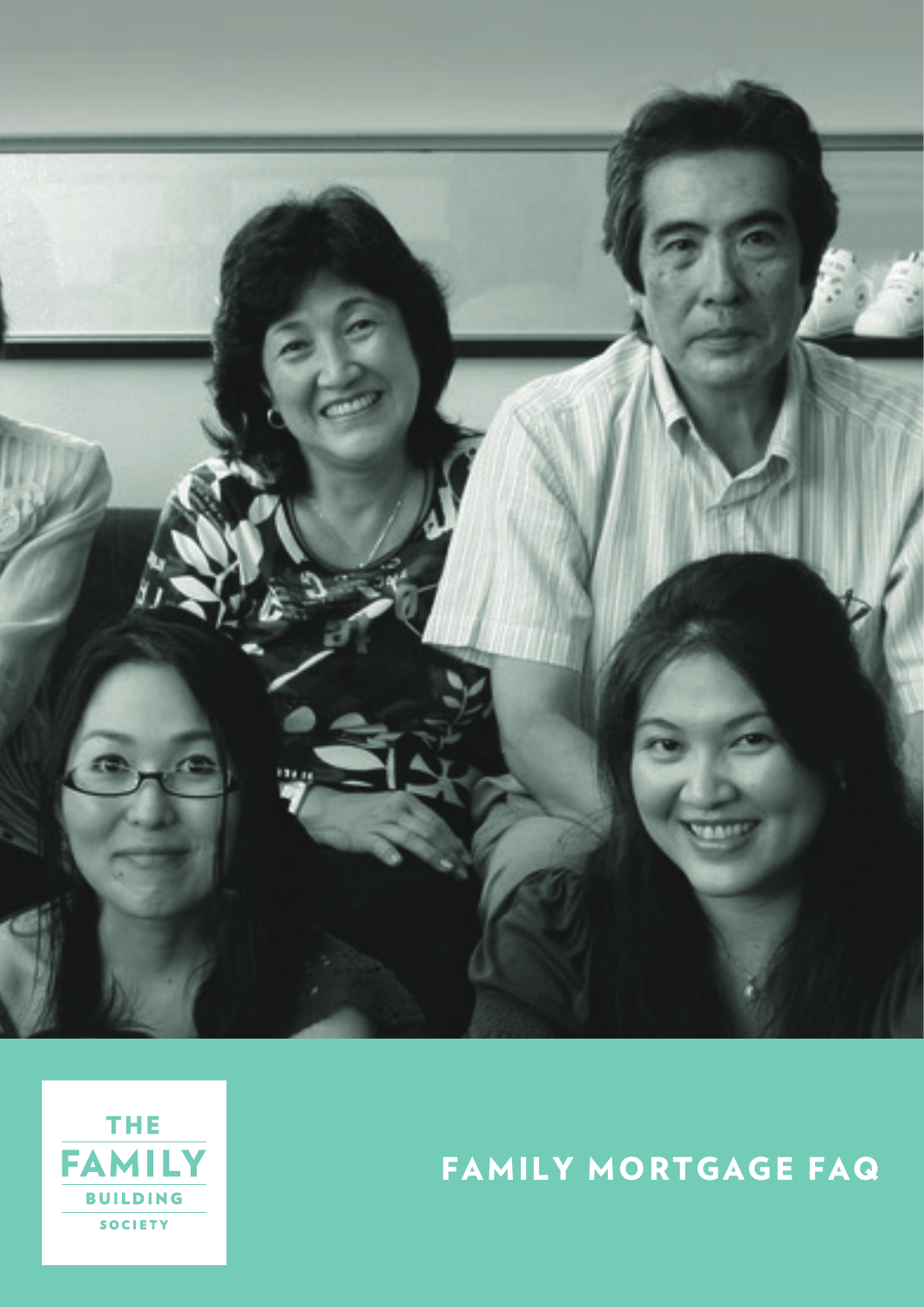THE FAMILY BUILDING SOCIETY

# FAMILY MORTGAGE FAQ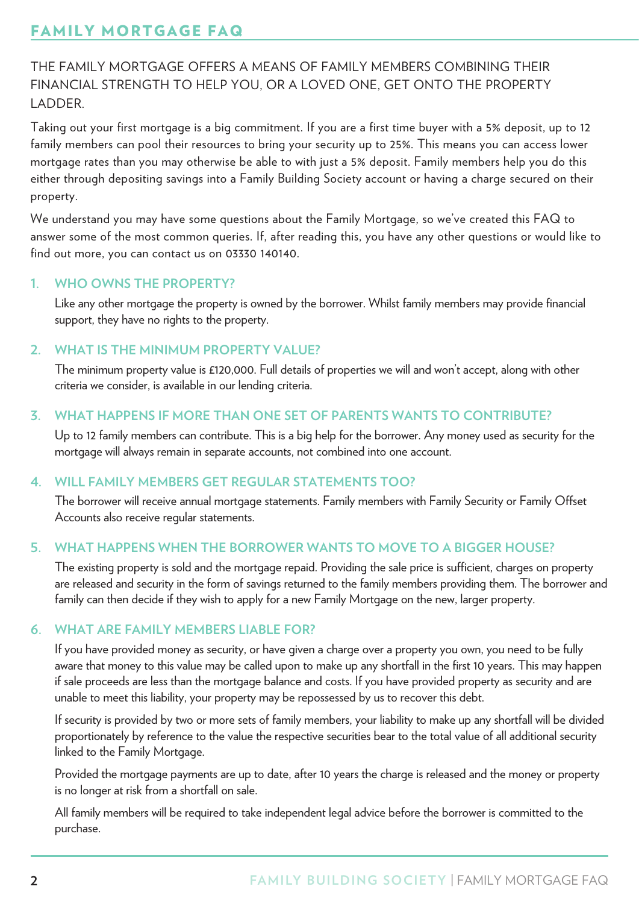# FAMILY MORTGAGE FAQ

THE FAMILY MORTGAGE OFFERS A MEANS OF FAMILY MEMBERS COMBINING THEIR FINANCIAL STRENGTH TO HELP YOU, OR A LOVED ONE, GET ONTO THE PROPERTY LADDER.

Taking out your first mortgage is a big commitment. If you are a first time buyer with a 5% deposit, up to 12 family members can pool their resources to bring your security up to 25%. This means you can access lower mortgage rates than you may otherwise be able to with just a 5% deposit. Family members help you do this either through depositing savings into a Family Building Society account or having a charge secured on their property.

We understand you may have some questions about the Family Mortgage, so we've created this FAQ to answer some of the most common queries. If, after reading this, you have any other questions or would like to find out more, you can contact us on 03330 140140.

## 1. WHO OWNS THE PROPERTY?

Like any other mortgage the property is owned by the borrower. Whilst family members may provide financial support, they have no rights to the property.

## 2. WHAT IS THE MINIMUM PROPERTY VALUE?

The minimum property value is £120,000. Full details of properties we will and won't accept, along with other criteria we consider, is available in our lending criteria.

## 3. WHAT HAPPENS IF MORE THAN ONE SET OF PARENTS WANTS TO CONTRIBUTE?

Up to 12 family members can contribute. This is a big help for the borrower. Any money used as security for the mortgage will always remain in separate accounts, not combined into one account.

## 4. WILL FAMILY MEMBERS GET REGULAR STATEMENTS TOO?

The borrower will receive annual mortgage statements. Family members with Family Security or Family Offset Accounts also receive regular statements.

## 5. WHAT HAPPENS WHEN THE BORROWER WANTS TO MOVE TO A BIGGER HOUSE?

The existing property is sold and the mortgage repaid. Providing the sale price is sufficient, charges on property are released and security in the form of savings returned to the family members providing them. The borrower and family can then decide if they wish to apply for a new Family Mortgage on the new, larger property.

## 6. WHAT ARE FAMILY MEMBERS LIABLE FOR?

If you have provided money as security, or have given a charge over a property you own, you need to be fully aware that money to this value may be called upon to make up any shortfall in the first 10 years. This may happen if sale proceeds are less than the mortgage balance and costs. If you have provided property as security and are unable to meet this liability, your property may be repossessed by us to recover this debt.

If security is provided by two or more sets of family members, your liability to make up any shortfall will be divided proportionately by reference to the value the respective securities bear to the total value of all additional security linked to the Family Mortgage.

Provided the mortgage payments are up to date, after 10 years the charge is released and the money or property is no longer at risk from a shortfall on sale.

All family members will be required to take independent legal advice before the borrower is committed to the purchase.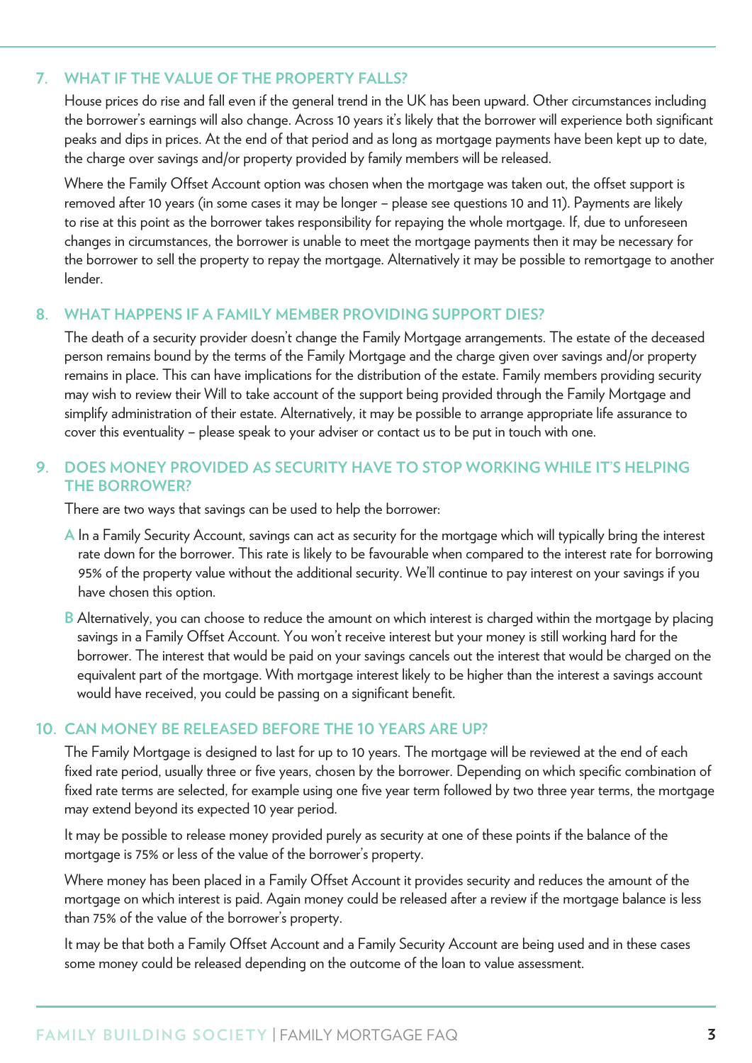## 7. WHAT IF THE VALUE OF THE PROPERTY FALLS?

House prices do rise and fall even if the general trend in the UK has been upward. Other circumstances including the borrower's earnings will also change. Across 10 years it's likely that the borrower will experience both significant peaks and dips in prices. At the end of that period and as long as mortgage payments have been kept up to date, the charge over savings and/or property provided by family members will be released.

Where the Family Offset Account option was chosen when the mortgage was taken out, the offset support is removed after 10 years (in some cases it may be longer – please see questions 10 and 11). Payments are likely to rise at this point as the borrower takes responsibility for repaying the whole mortgage. If, due to unforeseen changes in circumstances, the borrower is unable to meet the mortgage payments then it may be necessary for the borrower to sell the property to repay the mortgage. Alternatively it may be possible to remortgage to another lender.

## 8. WHAT HAPPENS IF A FAMILY MEMBER PROVIDING SUPPORT DIES?

The death of a security provider doesn't change the Family Mortgage arrangements. The estate of the deceased person remains bound by the terms of the Family Mortgage and the charge given over savings and/or property remains in place. This can have implications for the distribution of the estate. Family members providing security may wish to review their Will to take account of the support being provided through the Family Mortgage and simplify administration of their estate. Alternatively, it may be possible to arrange appropriate life assurance to cover this eventuality – please speak to your adviser or contact us to be put in touch with one.

## 9. DOES MONEY PROVIDED AS SECURITY HAVE TO STOP WORKING WHILE IT'S HELPING THE BORROWER?

There are two ways that savings can be used to help the borrower:

**A** In a Family Security Account, savings can act as security for the mortgage which will typically bring the interest rate down for the borrower. This rate is likely to be favourable when compared to the interest rate for borrowing 95% of the property value without the additional security. We'll continue to pay interest on your savings if you have chosen this option.

**B** Alternatively, you can choose to reduce the amount on which interest is charged within the mortgage by placing savings in a Family Offset Account. You won't receive interest but your money is still working hard for the borrower. The interest that would be paid on your savings cancels out the interest that would be charged on the equivalent part of the mortgage. With mortgage interest likely to be higher than the interest a savings account would have received, you could be passing on a significant benefit.

## 10. CAN MONEY BE RELEASED BEFORE THE 10 YEARS ARE UP?

The Family Mortgage is designed to last for up to 10 years. The mortgage will be reviewed at the end of each fixed rate period, usually three or five years, chosen by the borrower. Depending on which specific combination of fixed rate terms are selected, for example using one five year term followed by two three year terms, the mortgage may extend beyond its expected 10 year period.

It may be possible to release money provided purely as security at one of these points if the balance of the mortgage is 75% or less of the value of the borrower's property.

Where money has been placed in a Family Offset Account it provides security and reduces the amount of the mortgage on which interest is paid. Again money could be released after a review if the mortgage balance is less than 75% of the value of the borrower's property.

It may be that both a Family Offset Account and a Family Security Account are being used and in these cases some money could be released depending on the outcome of the loan to value assessment.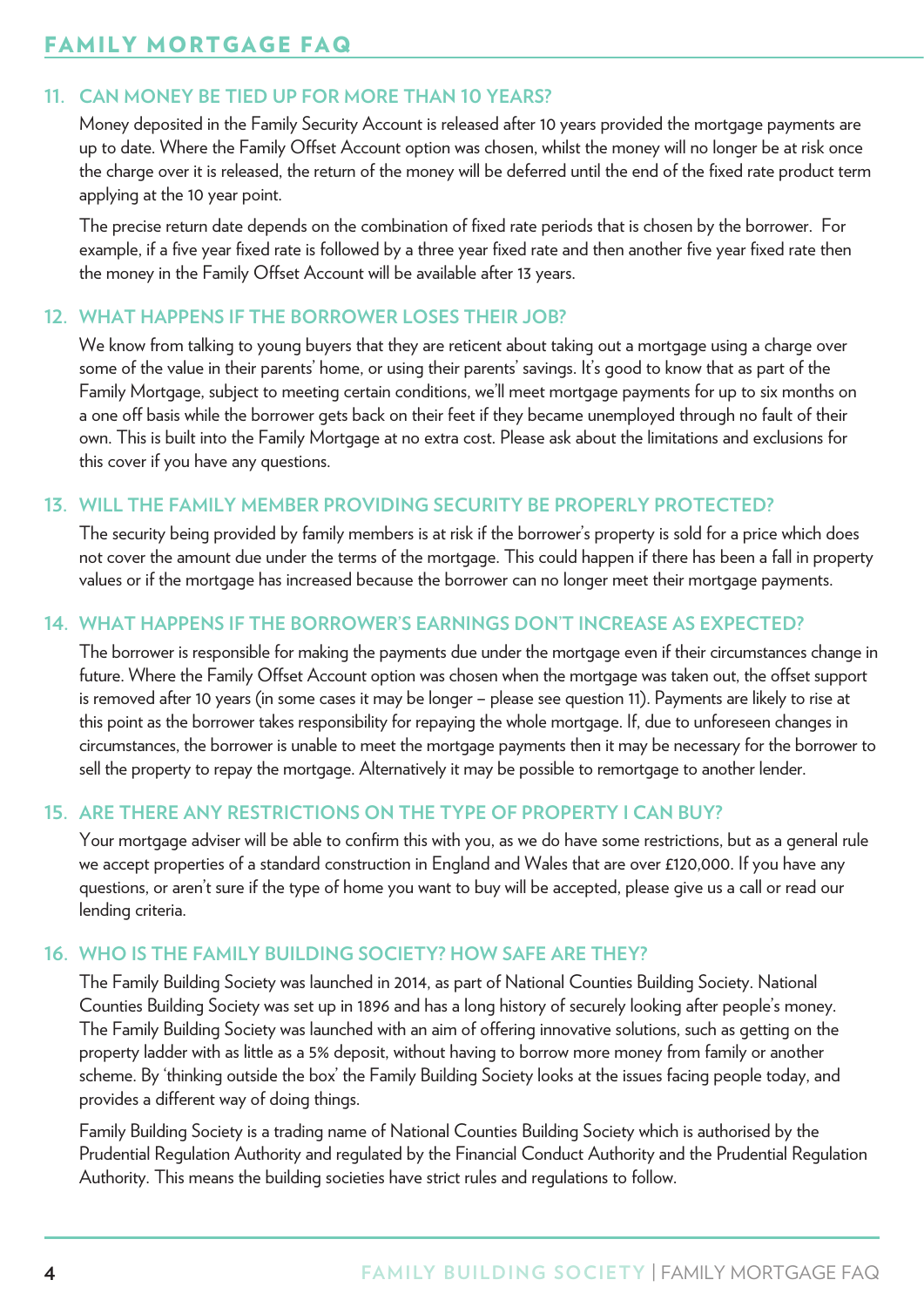## 11. CAN MONEY BE TIED UP FOR MORE THAN 10 YEARS?

Money deposited in the Family Security Account is released after 10 years provided the mortgage payments are up to date. Where the Family Offset Account option was chosen, whilst the money will no longer be at risk once the charge over it is released, the return of the money will be deferred until the end of the fixed rate product term applying at the 10 year point.

The precise return date depends on the combination of fixed rate periods that is chosen by the borrower. For example, if a five year fixed rate is followed by a three year fixed rate and then another five year fixed rate then the money in the Family Offset Account will be available after 13 years.

## 12. WHAT HAPPENS IF THE BORROWER LOSES THEIR JOB?

We know from talking to young buyers that they are reticent about taking out a mortgage using a charge over some of the value in their parents' home, or using their parents' savings. It's good to know that as part of the Family Mortgage, subject to meeting certain conditions, we'll meet mortgage payments for up to six months on a one off basis while the borrower gets back on their feet if they became unemployed through no fault of their own. This is built into the Family Mortgage at no extra cost. Please ask about the limitations and exclusions for this cover if you have any questions.

## 13. WILL THE FAMILY MEMBER PROVIDING SECURITY BE PROPERLY PROTECTED?

The security being provided by family members is at risk if the borrower's property is sold for a price which does not cover the amount due under the terms of the mortgage. This could happen if there has been a fall in property values or if the mortgage has increased because the borrower can no longer meet their mortgage payments.

## 14. WHAT HAPPENS IF THE BORROWER'S EARNINGS DON'T INCREASE AS EXPECTED?

The borrower is responsible for making the payments due under the mortgage even if their circumstances change in future. Where the Family Offset Account option was chosen when the mortgage was taken out, the offset support is removed after 10 years (in some cases it may be longer – please see question 11). Payments are likely to rise at this point as the borrower takes responsibility for repaying the whole mortgage. If, due to unforeseen changes in circumstances, the borrower is unable to meet the mortgage payments then it may be necessary for the borrower to sell the property to repay the mortgage. Alternatively it may be possible to remortgage to another lender.

## 15. ARE THERE ANY RESTRICTIONS ON THE TYPE OF PROPERTY I CAN BUY?

Your mortgage adviser will be able to confirm this with you, as we do have some restrictions, but as a general rule we accept properties of a standard construction in England and Wales that are over £120,000. If you have any questions, or aren't sure if the type of home you want to buy will be accepted, please give us a call or read our lending criteria.

## 16. WHO IS THE FAMILY BUILDING SOCIETY? HOW SAFE ARE THEY?

The Family Building Society was launched in 2014, as part of National Counties Building Society. National Counties Building Society was set up in 1896 and has a long history of securely looking after people's money. The Family Building Society was launched with an aim of offering innovative solutions, such as getting on the property ladder with as little as a 5% deposit, without having to borrow more money from family or another scheme. By 'thinking outside the box' the Family Building Society looks at the issues facing people today, and provides a different way of doing things.

Family Building Society is a trading name of National Counties Building Society which is authorised by the Prudential Regulation Authority and regulated by the Financial Conduct Authority and the Prudential Regulation Authority. This means the building societies have strict rules and regulations to follow.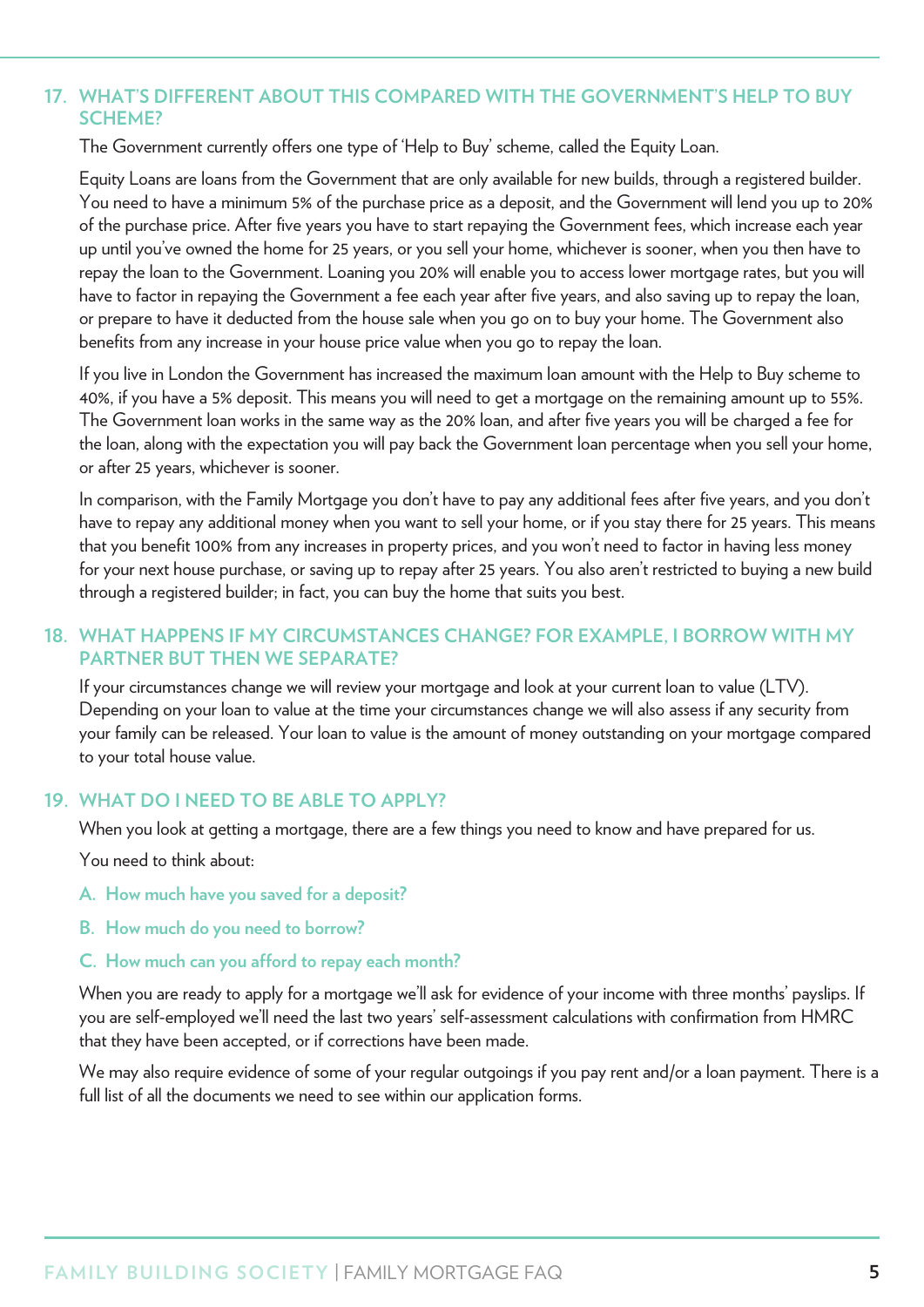## 17. WHAT'S DIFFERENT ABOUT THIS COMPARED WITH THE GOVERNMENT'S HELP TO BUY SCHEME?

The Government currently offers one type of 'Help to Buy' scheme, called the Equity Loan.

Equity Loans are loans from the Government that are only available for new builds, through a registered builder. You need to have a minimum 5% of the purchase price as a deposit, and the Government will lend you up to 20% of the purchase price. After five years you have to start repaying the Government fees, which increase each year up until you've owned the home for 25 years, or you sell your home, whichever is sooner, when you then have to repay the loan to the Government. Loaning you 20% will enable you to access lower mortgage rates, but you will have to factor in repaying the Government a fee each year after five years, and also saving up to repay the loan, or prepare to have it deducted from the house sale when you go on to buy your home. The Government also benefits from any increase in your house price value when you go to repay the loan.

If you live in London the Government has increased the maximum loan amount with the Help to Buy scheme to 40%, if you have a 5% deposit. This means you will need to get a mortgage on the remaining amount up to 55%. The Government loan works in the same way as the 20% loan, and after five years you will be charged a fee for the loan, along with the expectation you will pay back the Government loan percentage when you sell your home, or after 25 years, whichever is sooner.

In comparison, with the Family Mortgage you don't have to pay any additional fees after five years, and you don't have to repay any additional money when you want to sell your home, or if you stay there for 25 years. This means that you benefit 100% from any increases in property prices, and you won't need to factor in having less money for your next house purchase, or saving up to repay after 25 years. You also aren't restricted to buying a new build through a registered builder; in fact, you can buy the home that suits you best.

## 18. WHAT HAPPENS IF MY CIRCUMSTANCES CHANGE? FOR EXAMPLE, I BORROW WITH MY PARTNER BUT THEN WE SEPARATE?

If your circumstances change we will review your mortgage and look at your current loan to value (LTV). Depending on your loan to value at the time your circumstances change we will also assess if any security from your family can be released. Your loan to value is the amount of money outstanding on your mortgage compared to your total house value.

## 19. WHAT DO I NEED TO BE ABLE TO APPLY?

When you look at getting a mortgage, there are a few things you need to know and have prepared for us.

You need to think about:

A. How much have you saved for a deposit?

B. How much do you need to borrow?

C. How much can you afford to repay each month?

When you are ready to apply for a mortgage we'll ask for evidence of your income with three months' payslips. If you are self-employed we'll need the last two years' self-assessment calculations with confirmation from HMRC that they have been accepted, or if corrections have been made.

We may also require evidence of some of your regular outgoings if you pay rent and/or a loan payment. There is a full list of all the documents we need to see within our application forms.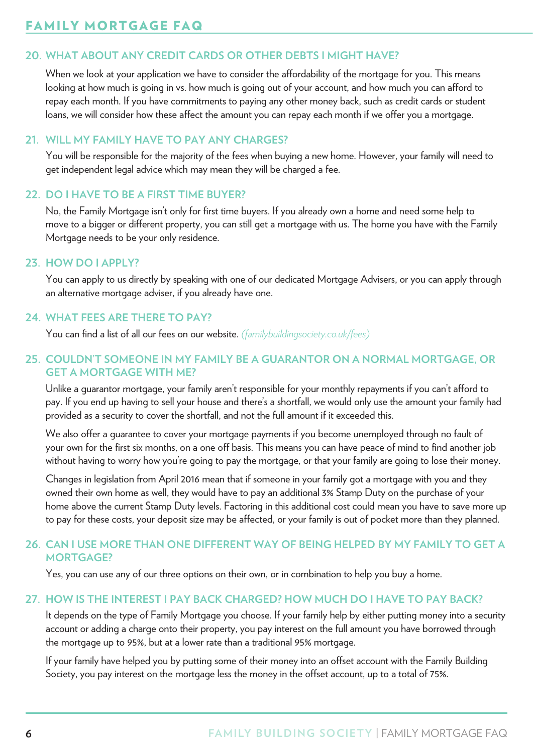## 20. WHAT ABOUT ANY CREDIT CARDS OR OTHER DEBTS I MIGHT HAVE?

When we look at your application we have to consider the affordability of the mortgage for you. This means looking at how much is going in vs. how much is going out of your account, and how much you can afford to repay each month. If you have commitments to paying any other money back, such as credit cards or student loans, we will consider how these affect the amount you can repay each month if we offer you a mortgage.

## 21. WILL MY FAMILY HAVE TO PAY ANY CHARGES?

You will be responsible for the majority of the fees when buying a new home. However, your family will need to get independent legal advice which may mean they will be charged a fee.

## 22. DO I HAVE TO BE A FIRST TIME BUYER?

No, the Family Mortgage isn't only for first time buyers. If you already own a home and need some help to move to a bigger or different property, you can still get a mortgage with us. The home you have with the Family Mortgage needs to be your only residence.

## 23. HOW DO I APPLY?

You can apply to us directly by speaking with one of our dedicated Mortgage Advisers, or you can apply through an alternative mortgage adviser, if you already have one.

## 24. WHAT FEES ARE THERE TO PAY?

You can find a list of all our fees on our website. *(familybuildingsociety.co.uk/fees)*

## 25. COULDN'T SOMEONE IN MY FAMILY BE A GUARANTOR ON A NORMAL MORTGAGE, OR GET A MORTGAGE WITH ME?

Unlike a guarantor mortgage, your family aren't responsible for your monthly repayments if you can't afford to pay. If you end up having to sell your house and there's a shortfall, we would only use the amount your family had provided as a security to cover the shortfall, and not the full amount if it exceeded this.

We also offer a guarantee to cover your mortgage payments if you become unemployed through no fault of your own for the first six months, on a one off basis. This means you can have peace of mind to find another job without having to worry how you're going to pay the mortgage, or that your family are going to lose their money.

Changes in legislation from April 2016 mean that if someone in your family got a mortgage with you and they owned their own home as well, they would have to pay an additional 3% Stamp Duty on the purchase of your home above the current Stamp Duty levels. Factoring in this additional cost could mean you have to save more up to pay for these costs, your deposit size may be affected, or your family is out of pocket more than they planned.

## 26. CAN I USE MORE THAN ONE DIFFERENT WAY OF BEING HELPED BY MY FAMILY TO GET A MORTGAGE?

Yes, you can use any of our three options on their own, or in combination to help you buy a home.

## 27. HOW IS THE INTEREST I PAY BACK CHARGED? HOW MUCH DO I HAVE TO PAY BACK?

It depends on the type of Family Mortgage you choose. If your family help by either putting money into a security account or adding a charge onto their property, you pay interest on the full amount you have borrowed through the mortgage up to 95%, but at a lower rate than a traditional 95% mortgage.

If your family have helped you by putting some of their money into an offset account with the Family Building Society, you pay interest on the mortgage less the money in the offset account, up to a total of 75%.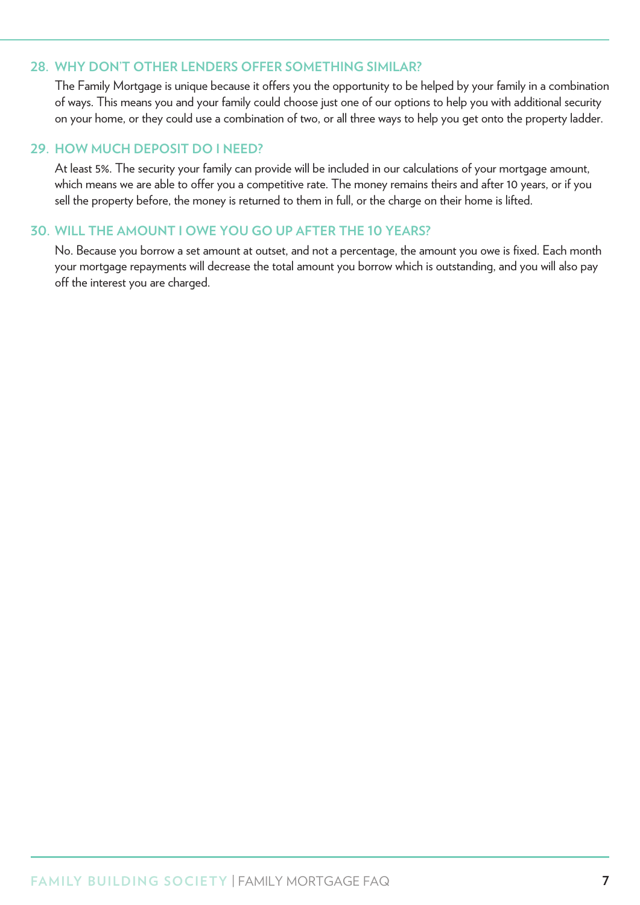## 28. WHY DON'T OTHER LENDERS OFFER SOMETHING SIMILAR?

The Family Mortgage is unique because it offers you the opportunity to be helped by your family in a combination of ways. This means you and your family could choose just one of our options to help you with additional security on your home, or they could use a combination of two, or all three ways to help you get onto the property ladder.

## 29. HOW MUCH DEPOSIT DO I NEED?

At least 5%. The security your family can provide will be included in our calculations of your mortgage amount, which means we are able to offer you a competitive rate. The money remains theirs and after 10 years, or if you sell the property before, the money is returned to them in full, or the charge on their home is lifted.

## 30. WILL THE AMOUNT I OWE YOU GO UP AFTER THE 10 YEARS?

No. Because you borrow a set amount at outset, and not a percentage, the amount you owe is fixed. Each month your mortgage repayments will decrease the total amount you borrow which is outstanding, and you will also pay off the interest you are charged.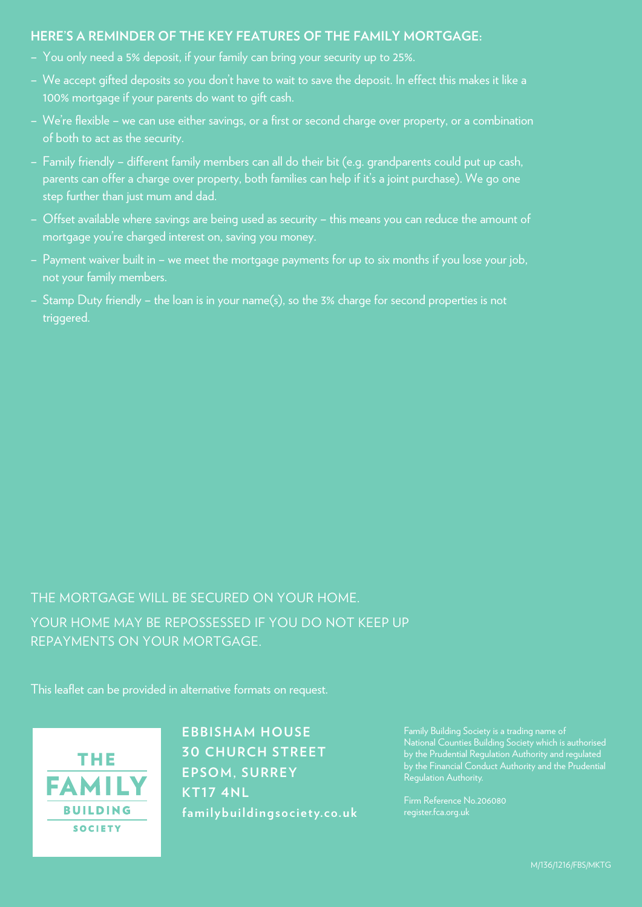## HERE'S A REMINDER OF THE KEY FEATURES OF THE FAMILY MORTGAGE:

- You only need a 5% deposit, if your family can bring your security up to 25%.
- We accept gifted deposits so you don't have to wait to save the deposit. In effect this makes it like a 100% mortgage if your parents do want to gift cash.
- We're flexible – we can use either savings, or a first or second charge over property, or a combination of both to act as the security.
- Family friendly – different family members can all do their bit (e.g. grandparents could put up cash, parents can offer a charge over property, both families can help if it's a joint purchase). We go one step further than just mum and dad.
- Offset available where savings are being used as security – this means you can reduce the amount of mortgage you're charged interest on, saving you money.
- Payment waiver built in – we meet the mortgage payments for up to six months if you lose your job, not your family members.
- Stamp Duty friendly – the loan is in your name(s), so the 3% charge for second properties is not triggered.

THE MORTGAGE WILL BE SECURED ON YOUR HOME.

YOUR HOME MAY BE REPOSSESSED IF YOU DO NOT KEEP UP REPAYMENTS ON YOUR MORTGAGE.

This leaflet can be provided in alternative formats on request.

THE FAMILY BUILDING SOCIETY

**EBBISHAM HOUSE**
**30 CHURCH STREET**
**EPSOM, SURREY**
**KT17 4NL**
**familybuildingsociety.co.uk**

Family Building Society is a trading name of National Counties Building Society which is authorised by the Prudential Regulation Authority and regulated by the Financial Conduct Authority and the Prudential Regulation Authority.

Firm Reference No.206080
register.fca.org.uk

M/136/1216/FBS/MKTG